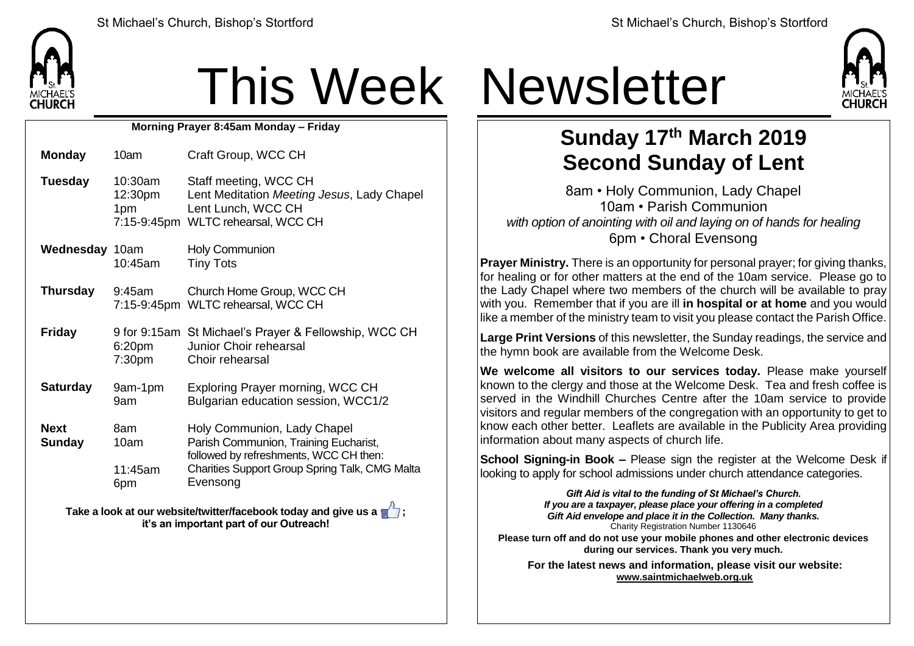# This Week Newsletter

**Morning Prayer 8:45am Monday – Friday**

| | | |
|---|---|---|
| **Monday** | 10am | Craft Group, WCC CH |
| **Tuesday** | 10:30am | Staff meeting, WCC CH |
| | 12:30pm | Lent Meditation *Meeting Jesus*, Lady Chapel |
| | 1pm | Lent Lunch, WCC CH |
| | 7:15-9:45pm | WLTC rehearsal, WCC CH |
| **Wednesday** | 10am | Holy Communion |
| | 10:45am | Tiny Tots |
| **Thursday** | 9:45am | Church Home Group, WCC CH |
| | 7:15-9:45pm | WLTC rehearsal, WCC CH |
| **Friday** | 9 for 9:15am | St Michael's Prayer & Fellowship, WCC CH |
| | 6:20pm | Junior Choir rehearsal |
| | 7:30pm | Choir rehearsal |
| **Saturday** | 9am-1pm | Exploring Prayer morning, WCC CH |
| | 9am | Bulgarian education session, WCC1/2 |
| **Next Sunday** | 8am | Holy Communion, Lady Chapel |
| | 10am | Parish Communion, Training Eucharist, followed by refreshments, WCC CH then: |
| | 11:45am | Charities Support Group Spring Talk, CMG Malta |
| | 6pm | Evensong |

**Take a look at our website/twitter/facebook today and give us a 👍; it's an important part of our Outreach!**

## Sunday 17th March 2019
## Second Sunday of Lent

8am • Holy Communion, Lady Chapel
10am • Parish Communion
*with option of anointing with oil and laying on of hands for healing*
6pm • Choral Evensong

**Prayer Ministry.** There is an opportunity for personal prayer; for giving thanks, for healing or for other matters at the end of the 10am service. Please go to the Lady Chapel where two members of the church will be available to pray with you. Remember that if you are ill **in hospital or at home** and you would like a member of the ministry team to visit you please contact the Parish Office.

**Large Print Versions** of this newsletter, the Sunday readings, the service and the hymn book are available from the Welcome Desk.

**We welcome all visitors to our services today.** Please make yourself known to the clergy and those at the Welcome Desk. Tea and fresh coffee is served in the Windhill Churches Centre after the 10am service to provide visitors and regular members of the congregation with an opportunity to get to know each other better. Leaflets are available in the Publicity Area providing information about many aspects of church life.

**School Signing-in Book –** Please sign the register at the Welcome Desk if looking to apply for school admissions under church attendance categories.

***Gift Aid is vital to the funding of St Michael's Church. If you are a taxpayer, please place your offering in a completed Gift Aid envelope and place it in the Collection. Many thanks.***
Charity Registration Number 1130646

**Please turn off and do not use your mobile phones and other electronic devices during our services. Thank you very much.**

**For the latest news and information, please visit our website: www.saintmichaelweb.org.uk**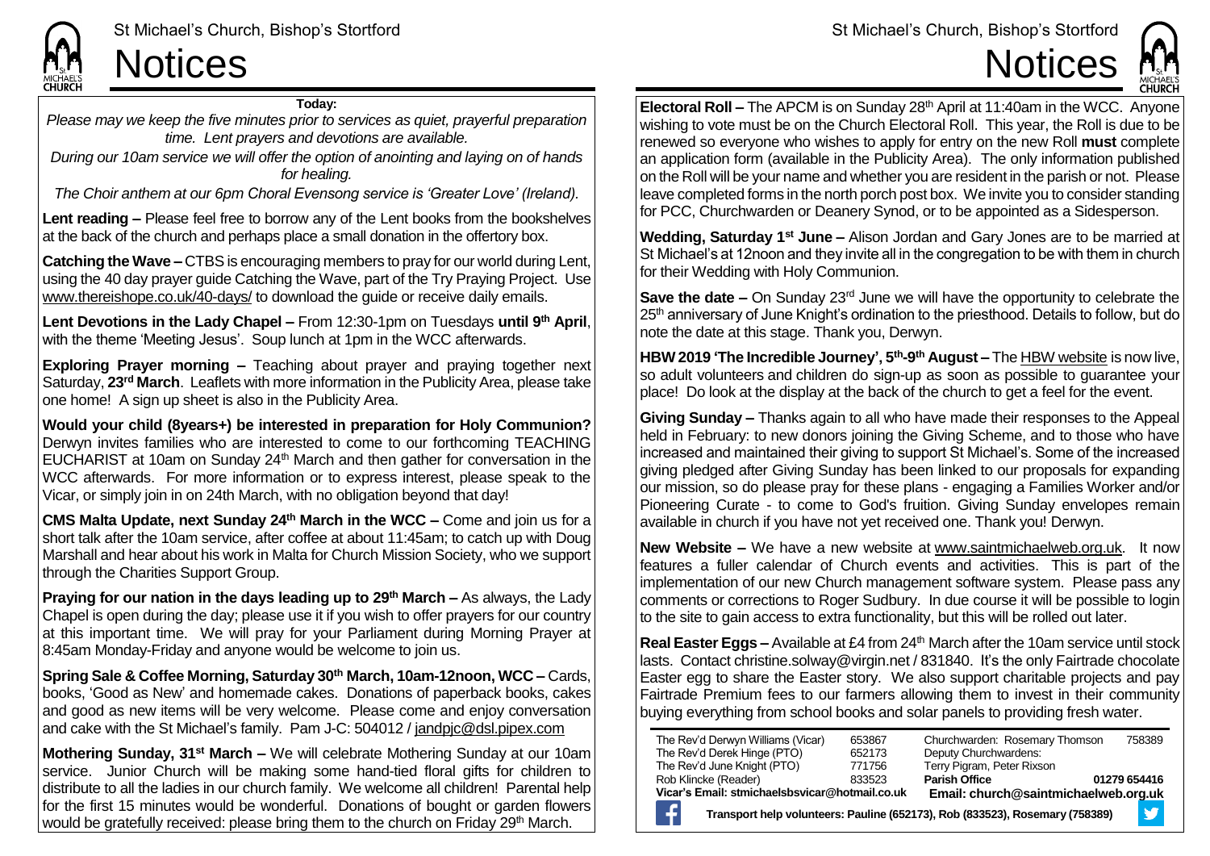# Notices

**Today:**

*Please may we keep the five minutes prior to services as quiet, prayerful preparation time. Lent prayers and devotions are available.*

*During our 10am service we will offer the option of anointing and laying on of hands for healing.*

*The Choir anthem at our 6pm Choral Evensong service is 'Greater Love' (Ireland).*

**Lent reading –** Please feel free to borrow any of the Lent books from the bookshelves at the back of the church and perhaps place a small donation in the offertory box.

**Catching the Wave –** CTBS is encouraging members to pray for our world during Lent, using the 40 day prayer guide Catching the Wave, part of the Try Praying Project. Use www.thereishope.co.uk/40-days/ to download the guide or receive daily emails.

**Lent Devotions in the Lady Chapel –** From 12:30-1pm on Tuesdays **until 9th April**, with the theme 'Meeting Jesus'. Soup lunch at 1pm in the WCC afterwards.

**Exploring Prayer morning –** Teaching about prayer and praying together next Saturday, **23rd March**. Leaflets with more information in the Publicity Area, please take one home! A sign up sheet is also in the Publicity Area.

**Would your child (8years+) be interested in preparation for Holy Communion?** Derwyn invites families who are interested to come to our forthcoming TEACHING EUCHARIST at 10am on Sunday 24th March and then gather for conversation in the WCC afterwards. For more information or to express interest, please speak to the Vicar, or simply join in on 24th March, with no obligation beyond that day!

**CMS Malta Update, next Sunday 24th March in the WCC –** Come and join us for a short talk after the 10am service, after coffee at about 11:45am; to catch up with Doug Marshall and hear about his work in Malta for Church Mission Society, who we support through the Charities Support Group.

**Praying for our nation in the days leading up to 29th March –** As always, the Lady Chapel is open during the day; please use it if you wish to offer prayers for our country at this important time. We will pray for your Parliament during Morning Prayer at 8:45am Monday-Friday and anyone would be welcome to join us.

**Spring Sale & Coffee Morning, Saturday 30th March, 10am-12noon, WCC –** Cards, books, 'Good as New' and homemade cakes. Donations of paperback books, cakes and good as new items will be very welcome. Please come and enjoy conversation and cake with the St Michael's family. Pam J-C: 504012 / jandpjc@dsl.pipex.com

**Mothering Sunday, 31st March –** We will celebrate Mothering Sunday at our 10am service. Junior Church will be making some hand-tied floral gifts for children to distribute to all the ladies in our church family. We welcome all children! Parental help for the first 15 minutes would be wonderful. Donations of bought or garden flowers would be gratefully received: please bring them to the church on Friday 29th March.

**Electoral Roll –** The APCM is on Sunday 28th April at 11:40am in the WCC. Anyone wishing to vote must be on the Church Electoral Roll. This year, the Roll is due to be renewed so everyone who wishes to apply for entry on the new Roll **must** complete an application form (available in the Publicity Area). The only information published on the Roll will be your name and whether you are resident in the parish or not. Please leave completed forms in the north porch post box. We invite you to consider standing for PCC, Churchwarden or Deanery Synod, or to be appointed as a Sidesperson.

**Wedding, Saturday 1st June –** Alison Jordan and Gary Jones are to be married at St Michael's at 12noon and they invite all in the congregation to be with them in church for their Wedding with Holy Communion.

**Save the date –** On Sunday 23rd June we will have the opportunity to celebrate the 25th anniversary of June Knight's ordination to the priesthood. Details to follow, but do note the date at this stage. Thank you, Derwyn.

**HBW 2019 'The Incredible Journey', 5th-9th August –** The HBW website is now live, so adult volunteers and children do sign-up as soon as possible to guarantee your place! Do look at the display at the back of the church to get a feel for the event.

**Giving Sunday –** Thanks again to all who have made their responses to the Appeal held in February: to new donors joining the Giving Scheme, and to those who have increased and maintained their giving to support St Michael's. Some of the increased giving pledged after Giving Sunday has been linked to our proposals for expanding our mission, so do please pray for these plans - engaging a Families Worker and/or Pioneering Curate - to come to God's fruition. Giving Sunday envelopes remain available in church if you have not yet received one. Thank you! Derwyn.

**New Website –** We have a new website at www.saintmichaelweb.org.uk. It now features a fuller calendar of Church events and activities. This is part of the implementation of our new Church management software system. Please pass any comments or corrections to Roger Sudbury. In due course it will be possible to login to the site to gain access to extra functionality, but this will be rolled out later.

**Real Easter Eggs –** Available at £4 from 24th March after the 10am service until stock lasts. Contact christine.solway@virgin.net / 831840. It's the only Fairtrade chocolate Easter egg to share the Easter story. We also support charitable projects and pay Fairtrade Premium fees to our farmers allowing them to invest in their community buying everything from school books and solar panels to providing fresh water.

| | | | |
|---|---|---|---|
| The Rev'd Derwyn Williams (Vicar) | 653867 | Churchwarden: Rosemary Thomson | 758389 |
| The Rev'd Derek Hinge (PTO) | 652173 | Deputy Churchwardens: | |
| The Rev'd June Knight (PTO) | 771756 | Terry Pigram, Peter Rixson | |
| Rob Klincke (Reader) | 833523 | **Parish Office** | **01279 654416** |
| **Vicar's Email: stmichaelsbsvicar@hotmail.co.uk** | | **Email: church@saintmichaelweb.org.uk** | |

**Transport help volunteers: Pauline (652173), Rob (833523), Rosemary (758389)**